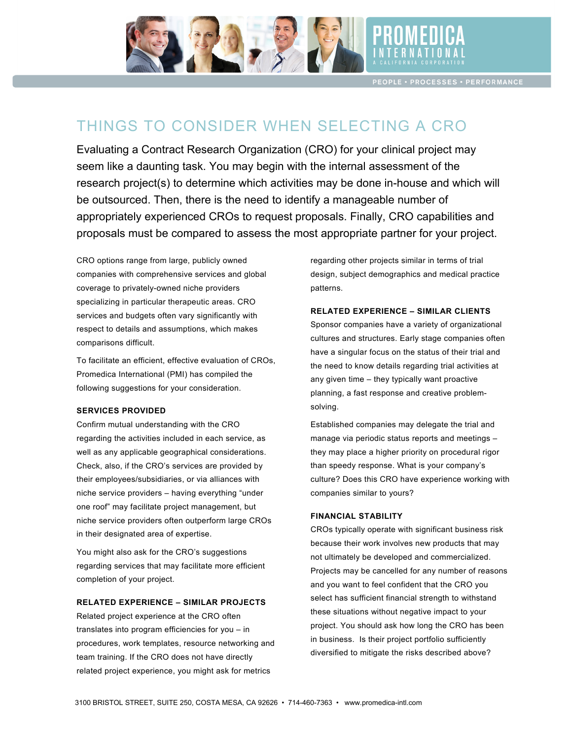# THINGS TO CONSIDER WHEN SELECTING A CRO

Evaluating a Contract Research Organization (CRO) for your clinical project may seem like a daunting task. You may begin with the internal assessment of the research project(s) to determine which activities may be done in-house and which will be outsourced. Then, there is the need to identify a manageable number of appropriately experienced CROs to request proposals. Finally, CRO capabilities and proposals must be compared to assess the most appropriate partner for your project.

CRO options range from large, publicly owned companies with comprehensive services and global coverage to privately-owned niche providers specializing in particular therapeutic areas. CRO services and budgets often vary significantly with respect to details and assumptions, which makes comparisons difficult.

To facilitate an efficient, effective evaluation of CROs, Promedica International (PMI) has compiled the following suggestions for your consideration.

### SERVICES PROVIDED

Confirm mutual understanding with the CRO regarding the activities included in each service, as well as any applicable geographical considerations. Check, also, if the CRO's services are provided by their employees/subsidiaries, or via alliances with niche service providers – having everything "under one roof" may facilitate project management, but niche service providers often outperform large CROs in their designated area of expertise.

You might also ask for the CRO's suggestions regarding services that may facilitate more efficient completion of your project.

### RELATED EXPERIENCE – SIMILAR PROJECTS

Related project experience at the CRO often translates into program efficiencies for you – in procedures, work templates, resource networking and team training. If the CRO does not have directly related project experience, you might ask for metrics regarding other projects similar in terms of trial design, subject demographics and medical practice patterns.

### RELATED EXPERIENCE – SIMILAR CLIENTS

Sponsor companies have a variety of organizational cultures and structures. Early stage companies often have a singular focus on the status of their trial and the need to know details regarding trial activities at any given time – they typically want proactive planning, a fast response and creative problem-solving.

Established companies may delegate the trial and manage via periodic status reports and meetings – they may place a higher priority on procedural rigor than speedy response. What is your company's culture? Does this CRO have experience working with companies similar to yours?

### FINANCIAL STABILITY

CROs typically operate with significant business risk because their work involves new products that may not ultimately be developed and commercialized. Projects may be cancelled for any number of reasons and you want to feel confident that the CRO you select has sufficient financial strength to withstand these situations without negative impact to your project. You should ask how long the CRO has been in business. Is their project portfolio sufficiently diversified to mitigate the risks described above?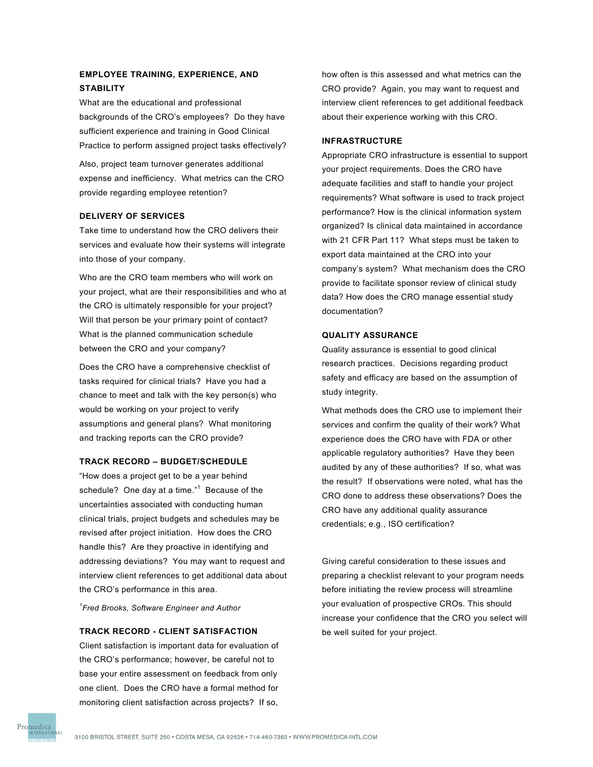### EMPLOYEE TRAINING, EXPERIENCE, AND STABILITY

What are the educational and professional backgrounds of the CRO's employees? Do they have sufficient experience and training in Good Clinical Practice to perform assigned project tasks effectively?

Also, project team turnover generates additional expense and inefficiency. What metrics can the CRO provide regarding employee retention?

### DELIVERY OF SERVICES

Take time to understand how the CRO delivers their services and evaluate how their systems will integrate into those of your company.

Who are the CRO team members who will work on your project, what are their responsibilities and who at the CRO is ultimately responsible for your project? Will that person be your primary point of contact? What is the planned communication schedule between the CRO and your company?

Does the CRO have a comprehensive checklist of tasks required for clinical trials? Have you had a chance to meet and talk with the key person(s) who would be working on your project to verify assumptions and general plans? What monitoring and tracking reports can the CRO provide?

### TRACK RECORD – BUDGET/SCHEDULE

"How does a project get to be a year behind schedule? One day at a time."[1] Because of the uncertainties associated with conducting human clinical trials, project budgets and schedules may be revised after project initiation. How does the CRO handle this? Are they proactive in identifying and addressing deviations? You may want to request and interview client references to get additional data about the CRO's performance in this area.

*[1]Fred Brooks, Software Engineer and Author*

### TRACK RECORD - CLIENT SATISFACTION

Client satisfaction is important data for evaluation of the CRO's performance; however, be careful not to base your entire assessment on feedback from only one client. Does the CRO have a formal method for monitoring client satisfaction across projects? If so, how often is this assessed and what metrics can the CRO provide? Again, you may want to request and interview client references to get additional feedback about their experience working with this CRO.

### INFRASTRUCTURE

Appropriate CRO infrastructure is essential to support your project requirements. Does the CRO have adequate facilities and staff to handle your project requirements? What software is used to track project performance? How is the clinical information system organized? Is clinical data maintained in accordance with 21 CFR Part 11? What steps must be taken to export data maintained at the CRO into your company's system? What mechanism does the CRO provide to facilitate sponsor review of clinical study data? How does the CRO manage essential study documentation?

### QUALITY ASSURANCE

Quality assurance is essential to good clinical research practices. Decisions regarding product safety and efficacy are based on the assumption of study integrity.

What methods does the CRO use to implement their services and confirm the quality of their work? What experience does the CRO have with FDA or other applicable regulatory authorities? Have they been audited by any of these authorities? If so, what was the result? If observations were noted, what has the CRO done to address these observations? Does the CRO have any additional quality assurance credentials; e.g., ISO certification?

Giving careful consideration to these issues and preparing a checklist relevant to your program needs before initiating the review process will streamline your evaluation of prospective CROs. This should increase your confidence that the CRO you select will be well suited for your project.